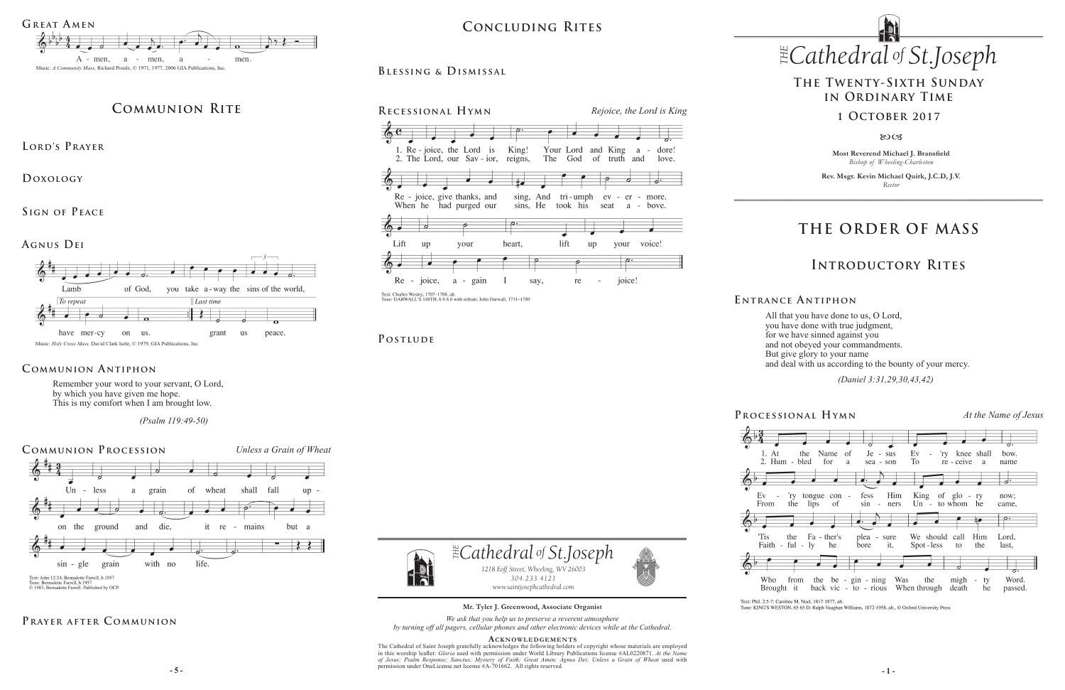## Great Amen

A - men, a - men, a - men.

Music: *A Community Mass*, Richard Proulx, © 1971, 1977, 2006 GIA Publications, Inc.

# Communion Rite

## Lord's Prayer

## Doxology

## Sign of Peace

## Agnus Dei

Lamb of God, you take a-way the sins of the world, have mer-cy on us. grant us peace.

*To repeat* | *Last time*

Music: *Holy Cross Mass*, David Clark Isele, © 1979, GIA Publications, Inc.

## Communion Antiphon

Remember your word to your servant, O Lord,
by which you have given me hope.
This is my comfort when I am brought low.

*(Psalm 119:49-50)*

## Communion Procession

*Unless a Grain of Wheat*

Un - less a grain of wheat shall fall up - on the ground and die, it re - mains but a sin - gle grain with no life.

Text: John 12:24; Bernadette Farrell, b.1957
Tune: Bernadette Farrell, b.1957
© 1983, Bernadette Farrell. Published by OCP.

## Prayer after Communion

# Concluding Rites

## Blessing & Dismissal

## Recessional Hymn

*Rejoice, the Lord is King*

1. Re - joice, the Lord is King! Your Lord and King a - dore! Re - joice, give thanks, and sing, And tri - umph ev - er - more.
2. The Lord, our Sav - ior, reigns, The God of truth and love. When he had purged our sins, He took his seat a - bove.

Lift up your heart, lift up your voice! Re - joice, a - gain I say, re - joice!

Text: Charles Wesley, 1707–1788, alt.
Tune: DARWALL'S 148TH, 6 6 6 6 with refrain; John Darwall, 1731–1789

## Postlude

*THE* Cathedral *of* St.Joseph

1218 Eoff Street, Wheeling, WV 26003
304.233.4121
www.saintjosephcathedral.com

**Mr. Tyler J. Greenwood, Associate Organist**

*We ask that you help us to preserve a reverent atmosphere by turning off all pagers, cellular phones and other electronic devices while at the Cathedral.*

**Acknowledgements**

The Cathedral of Saint Joseph gratefully acknowledges the following holders of copyright whose materials are employed in this worship leaflet: *Gloria* used with permission under World Library Publications license #AL0220871. *At the Name of Jesus; Psalm Response; Sanctus; Mystery of Faith; Great Amen; Agnus Dei; Unless a Grain of Wheat* used with permission under OneLicense.net license #A-701662. All rights reserved.

# *THE* Cathedral *of* St.Joseph

## The Twenty-Sixth Sunday in Ordinary Time

### 1 October 2017

**Most Reverend Michael J. Bransfield**
*Bishop of Wheeling-Charleston*

**Rev. Msgr. Kevin Michael Quirk, J.C.D, J.V.**
*Rector*

# The Order of Mass

# Introductory Rites

## Entrance Antiphon

All that you have done to us, O Lord,
you have done with true judgment,
for we have sinned against you
and not obeyed your commandments.
But give glory to your name
and deal with us according to the bounty of your mercy.

*(Daniel 3:31,29,30,43,42)*

## Processional Hymn

*At the Name of Jesus*

1. At the Name of Je - sus Ev - 'ry knee shall bow. Ev - 'ry tongue con - fess Him King of glo - ry now; 'Tis the Fa - ther's plea - sure We should call Him Lord, Who from the be - gin - ning Was the migh - ty Word.
2. Hum - bled for a sea - son To re - ceive a name From the lips of sin - ners Un - to whom he came, Faith - ful - ly he bore it, Spot - less to the last, Brought it back vic - to - rious When through death he passed.

Text: Phil. 2:5-7; Caroline M. Noel, 1817-1877, alt.
Tune: KING'S WESTON, 65 65 D; Ralph Vaughan Williams, 1872-1958, alt., © Oxford University Press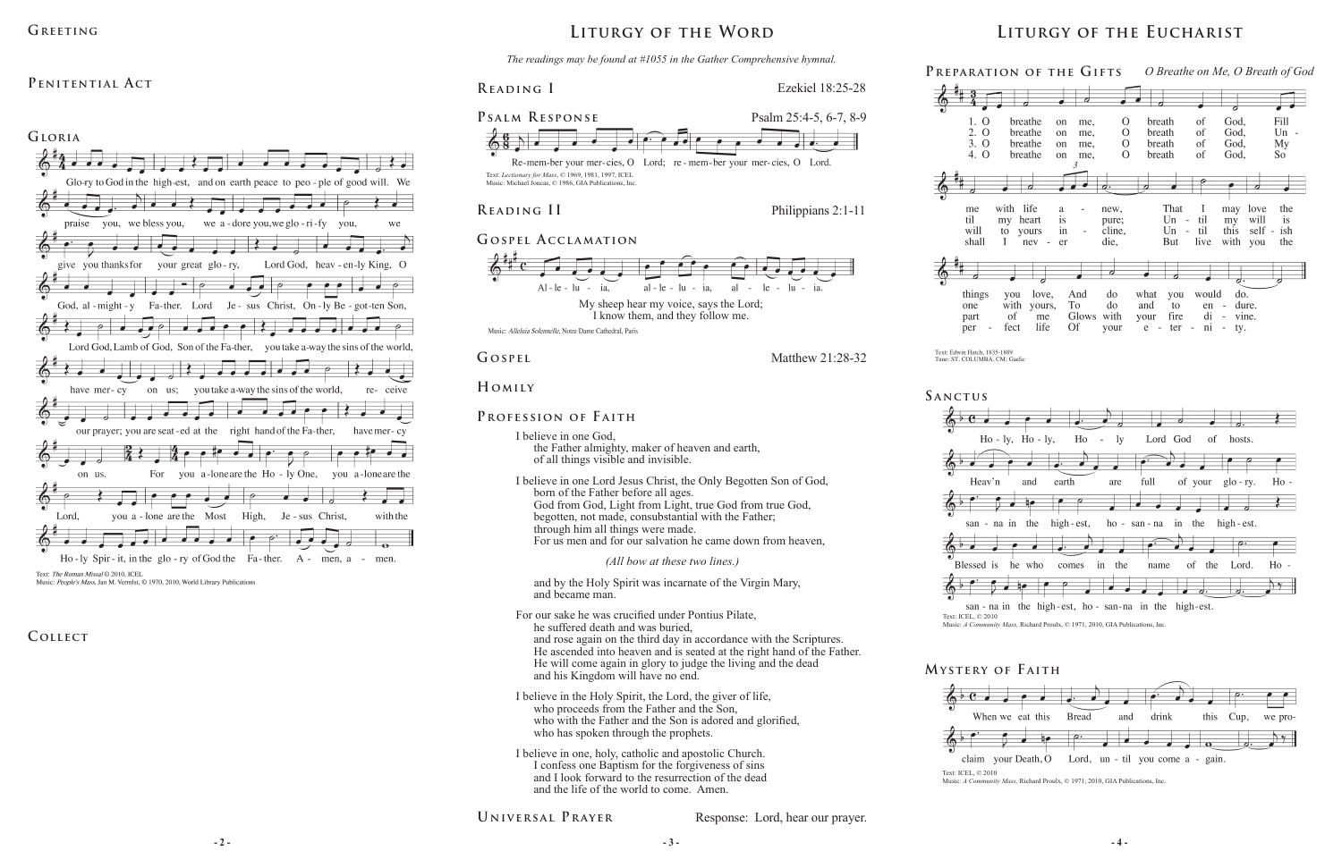## Greeting

## Penitential Act

## Gloria

Glo-ry to God in the high-est, and on earth peace to peo-ple of good will. We praise you, we bless you, we a-dore you, we glo-ri-fy you, we give you thanks for your great glo-ry, Lord God, heav-en-ly King, O God, al-might-y Fa-ther. Lord Je-sus Christ, On-ly Be-got-ten Son, Lord God, Lamb of God, Son of the Fa-ther, you take a-way the sins of the world, have mer-cy on us; you take a-way the sins of the world, re-ceive our prayer; you are seat-ed at the right hand of the Fa-ther, have mer-cy on us. For you a-lone are the Ho-ly One, you a-lone are the Lord, you a-lone are the Most High, Je-sus Christ, with the Ho-ly Spir-it, in the glo-ry of God the Fa-ther. A-men, a-men.

Text: *The Roman Missal* © 2010, ICEL
Music: *People's Mass*, Jan M. Vermulst, © 1970, 2010, World Library Publications

## Collect

## Liturgy of the Word

*The readings may be found at #1055 in the Gather Comprehensive hymnal.*

### Reading I

Ezekiel 18:25-28

### Psalm Response

Psalm 25:4-5, 6-7, 8-9

Re-mem-ber your mer-cies, O Lord; re-mem-ber your mer-cies, O Lord.

Text: *Lectionary for Mass*, © 1969, 1981, 1997, ICEL
Music: Michael Joncas, © 1986, GIA Publications, Inc.

### Reading II

Philippians 2:1-11

### Gospel Acclamation

Al-le-lu-ia, al-le-lu-ia, al-le-lu-ia.

My sheep hear my voice, says the Lord;
I know them, and they follow me.

Music: *Alleluia Solennelle*, Notre Dame Cathedral, Paris

### Gospel

Matthew 21:28-32

### Homily

### Profession of Faith

I believe in one God,
the Father almighty, maker of heaven and earth,
of all things visible and invisible.

I believe in one Lord Jesus Christ, the Only Begotten Son of God,
born of the Father before all ages.
God from God, Light from Light, true God from true God,
begotten, not made, consubstantial with the Father;
through him all things were made.
For us men and for our salvation he came down from heaven,

*(All bow at these two lines.)*

and by the Holy Spirit was incarnate of the Virgin Mary,
and became man.

For our sake he was crucified under Pontius Pilate,
he suffered death and was buried,
and rose again on the third day in accordance with the Scriptures.
He ascended into heaven and is seated at the right hand of the Father.
He will come again in glory to judge the living and the dead
and his Kingdom will have no end.

I believe in the Holy Spirit, the Lord, the giver of life,
who proceeds from the Father and the Son,
who with the Father and the Son is adored and glorified,
who has spoken through the prophets.

I believe in one, holy, catholic and apostolic Church.
I confess one Baptism for the forgiveness of sins
and I look forward to the resurrection of the dead
and the life of the world to come. Amen.

### Universal Prayer

Response: Lord, hear our prayer.

## Liturgy of the Eucharist

### Preparation of the Gifts

*O Breathe on Me, O Breath of God*

1. O breathe on me, O breath of God, Fill me with life anew, That I may love the things you love, And do what you would do.
2. O breathe on me, O breath of God, Until my heart is pure; Until my will is one with yours, To do and to endure.
3. O breathe on me, O breath of God, My will to yours incline, Until this selfish part of me Glows with your fire divine.
4. O breathe on me, O breath of God, So shall I never die, But live with you the perfect life Of your eternity.

Text: Edwin Hatch, 1835-1889
Tune: ST. COLUMBA, CM; Gaelic

### Sanctus

Ho-ly, Ho-ly, Ho-ly Lord God of hosts. Heav'n and earth are full of your glo-ry. Ho-san-na in the high-est, ho-san-na in the high-est. Blessed is he who comes in the name of the Lord. Ho-san-na in the high-est, ho-san-na in the high-est.

Text: ICEL, © 2010
Music: *A Community Mass*, Richard Proulx, © 1971, 2010, GIA Publications, Inc.

### Mystery of Faith

When we eat this Bread and drink this Cup, we pro-claim your Death, O Lord, un-til you come a-gain.

Text: ICEL, © 2010
Music: *A Community Mass*, Richard Proulx, © 1971, 2010, GIA Publications, Inc.